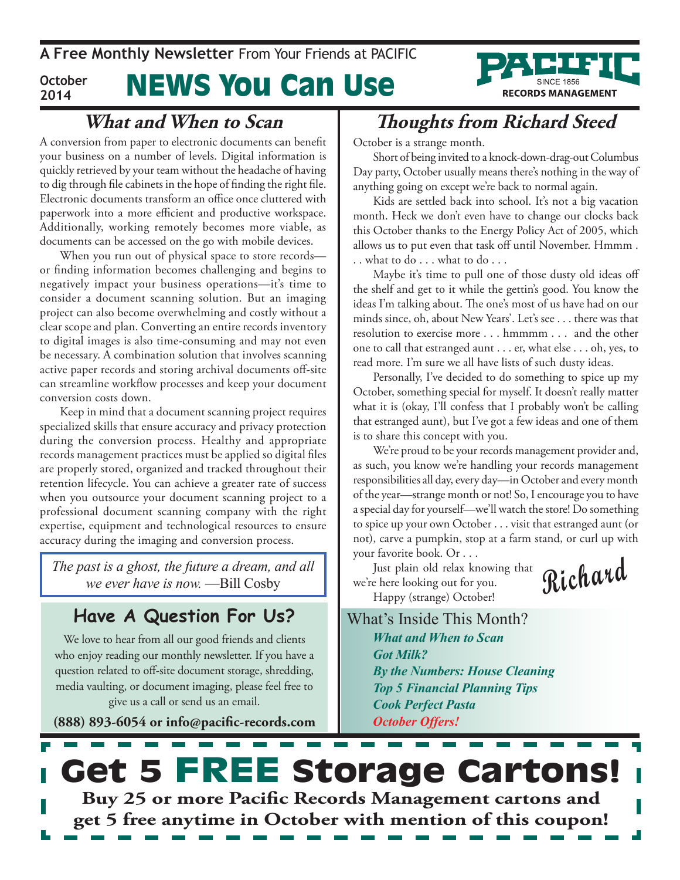**A Free Monthly Newsletter** From Your Friends at PACIFIC

October 2014

# NEWS You Can Use

PACIFIC SINCE 1856 RECORDS MANAGEMENT

## What and When to Scan

A conversion from paper to electronic documents can benefit your business on a number of levels. Digital information is quickly retrieved by your team without the headache of having to dig through file cabinets in the hope of finding the right file. Electronic documents transform an office once cluttered with paperwork into a more efficient and productive workspace. Additionally, working remotely becomes more viable, as documents can be accessed on the go with mobile devices.

When you run out of physical space to store records—or finding information becomes challenging and begins to negatively impact your business operations—it's time to consider a document scanning solution. But an imaging project can also become overwhelming and costly without a clear scope and plan. Converting an entire records inventory to digital images is also time-consuming and may not even be necessary. A combination solution that involves scanning active paper records and storing archival documents off-site can streamline workflow processes and keep your document conversion costs down.

Keep in mind that a document scanning project requires specialized skills that ensure accuracy and privacy protection during the conversion process. Healthy and appropriate records management practices must be applied so digital files are properly stored, organized and tracked throughout their retention lifecycle. You can achieve a greater rate of success when you outsource your document scanning project to a professional document scanning company with the right expertise, equipment and technological resources to ensure accuracy during the imaging and conversion process.

> *The past is a ghost, the future a dream, and all we ever have is now.* —Bill Cosby

## Have A Question For Us?

We love to hear from all our good friends and clients who enjoy reading our monthly newsletter. If you have a question related to off-site document storage, shredding, media vaulting, or document imaging, please feel free to give us a call or send us an email.

**(888) 893-6054 or info@pacific-records.com**

## Thoughts from Richard Steed

October is a strange month.

Short of being invited to a knock-down-drag-out Columbus Day party, October usually means there's nothing in the way of anything going on except we're back to normal again.

Kids are settled back into school. It's not a big vacation month. Heck we don't even have to change our clocks back this October thanks to the Energy Policy Act of 2005, which allows us to put even that task off until November. Hmmm . . . what to do . . . what to do . . .

Maybe it's time to pull one of those dusty old ideas off the shelf and get to it while the gettin's good. You know the ideas I'm talking about. The one's most of us have had on our minds since, oh, about New Years'. Let's see . . . there was that resolution to exercise more . . . hmmmm . . . and the other one to call that estranged aunt . . . er, what else . . . oh, yes, to read more. I'm sure we all have lists of such dusty ideas.

Personally, I've decided to do something to spice up my October, something special for myself. It doesn't really matter what it is (okay, I'll confess that I probably won't be calling that estranged aunt), but I've got a few ideas and one of them is to share this concept with you.

We're proud to be your records management provider and, as such, you know we're handling your records management responsibilities all day, every day—in October and every month of the year—strange month or not! So, I encourage you to have a special day for yourself—we'll watch the store! Do something to spice up your own October . . . visit that estranged aunt (or not), carve a pumpkin, stop at a farm stand, or curl up with your favorite book. Or . . .

Just plain old relax knowing that we're here looking out for you.

Happy (strange) October!

Richard

## What's Inside This Month?

- *What and When to Scan*
- *Got Milk?*
- *By the Numbers: House Cleaning*
- *Top 5 Financial Planning Tips*
- *Cook Perfect Pasta*
- *October Offers!*

# Get 5 FREE Storage Cartons!

**Buy 25 or more Pacific Records Management cartons and get 5 free anytime in October with mention of this coupon!**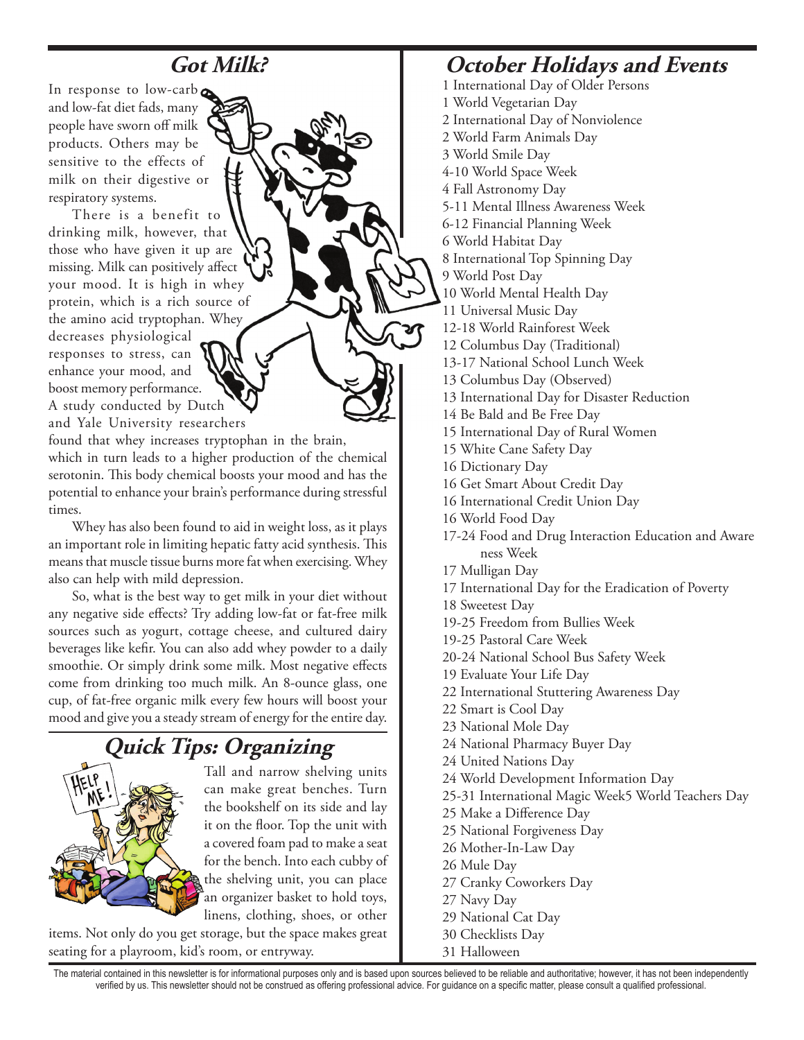## Got Milk?

In response to low-carb and low-fat diet fads, many people have sworn off milk products. Others may be sensitive to the effects of milk on their digestive or respiratory systems.

There is a benefit to drinking milk, however, that those who have given it up are missing. Milk can positively affect your mood. It is high in whey protein, which is a rich source of the amino acid tryptophan. Whey decreases physiological responses to stress, can enhance your mood, and boost memory performance. A study conducted by Dutch and Yale University researchers found that whey increases tryptophan in the brain, which in turn leads to a higher production of the chemical serotonin. This body chemical boosts your mood and has the potential to enhance your brain's performance during stressful times.

Whey has also been found to aid in weight loss, as it plays an important role in limiting hepatic fatty acid synthesis. This means that muscle tissue burns more fat when exercising. Whey also can help with mild depression.

So, what is the best way to get milk in your diet without any negative side effects? Try adding low-fat or fat-free milk sources such as yogurt, cottage cheese, and cultured dairy beverages like kefir. You can also add whey powder to a daily smoothie. Or simply drink some milk. Most negative effects come from drinking too much milk. An 8-ounce glass, one cup, of fat-free organic milk every few hours will boost your mood and give you a steady stream of energy for the entire day.

## Quick Tips: Organizing

Tall and narrow shelving units can make great benches. Turn the bookshelf on its side and lay it on the floor. Top the unit with a covered foam pad to make a seat for the bench. Into each cubby of the shelving unit, you can place an organizer basket to hold toys, linens, clothing, shoes, or other items. Not only do you get storage, but the space makes great seating for a playroom, kid's room, or entryway.

## October Holidays and Events

1 International Day of Older Persons
1 World Vegetarian Day
2 International Day of Nonviolence
2 World Farm Animals Day
3 World Smile Day
4-10 World Space Week
4 Fall Astronomy Day
5-11 Mental Illness Awareness Week
6-12 Financial Planning Week
6 World Habitat Day
8 International Top Spinning Day
9 World Post Day
10 World Mental Health Day
11 Universal Music Day
12-18 World Rainforest Week
12 Columbus Day (Traditional)
13-17 National School Lunch Week
13 Columbus Day (Observed)
13 International Day for Disaster Reduction
14 Be Bald and Be Free Day
15 International Day of Rural Women
15 White Cane Safety Day
16 Dictionary Day
16 Get Smart About Credit Day
16 International Credit Union Day
16 World Food Day
17-24 Food and Drug Interaction Education and Aware ness Week
17 Mulligan Day
17 International Day for the Eradication of Poverty
18 Sweetest Day
19-25 Freedom from Bullies Week
19-25 Pastoral Care Week
20-24 National School Bus Safety Week
19 Evaluate Your Life Day
22 International Stuttering Awareness Day
22 Smart is Cool Day
23 National Mole Day
24 National Pharmacy Buyer Day
24 United Nations Day
24 World Development Information Day
25-31 International Magic Week5 World Teachers Day
25 Make a Difference Day
25 National Forgiveness Day
26 Mother-In-Law Day
26 Mule Day
27 Cranky Coworkers Day
27 Navy Day
29 National Cat Day
30 Checklists Day
31 Halloween

The material contained in this newsletter is for informational purposes only and is based upon sources believed to be reliable and authoritative; however, it has not been independently verified by us. This newsletter should not be construed as offering professional advice. For guidance on a specific matter, please consult a qualified professional.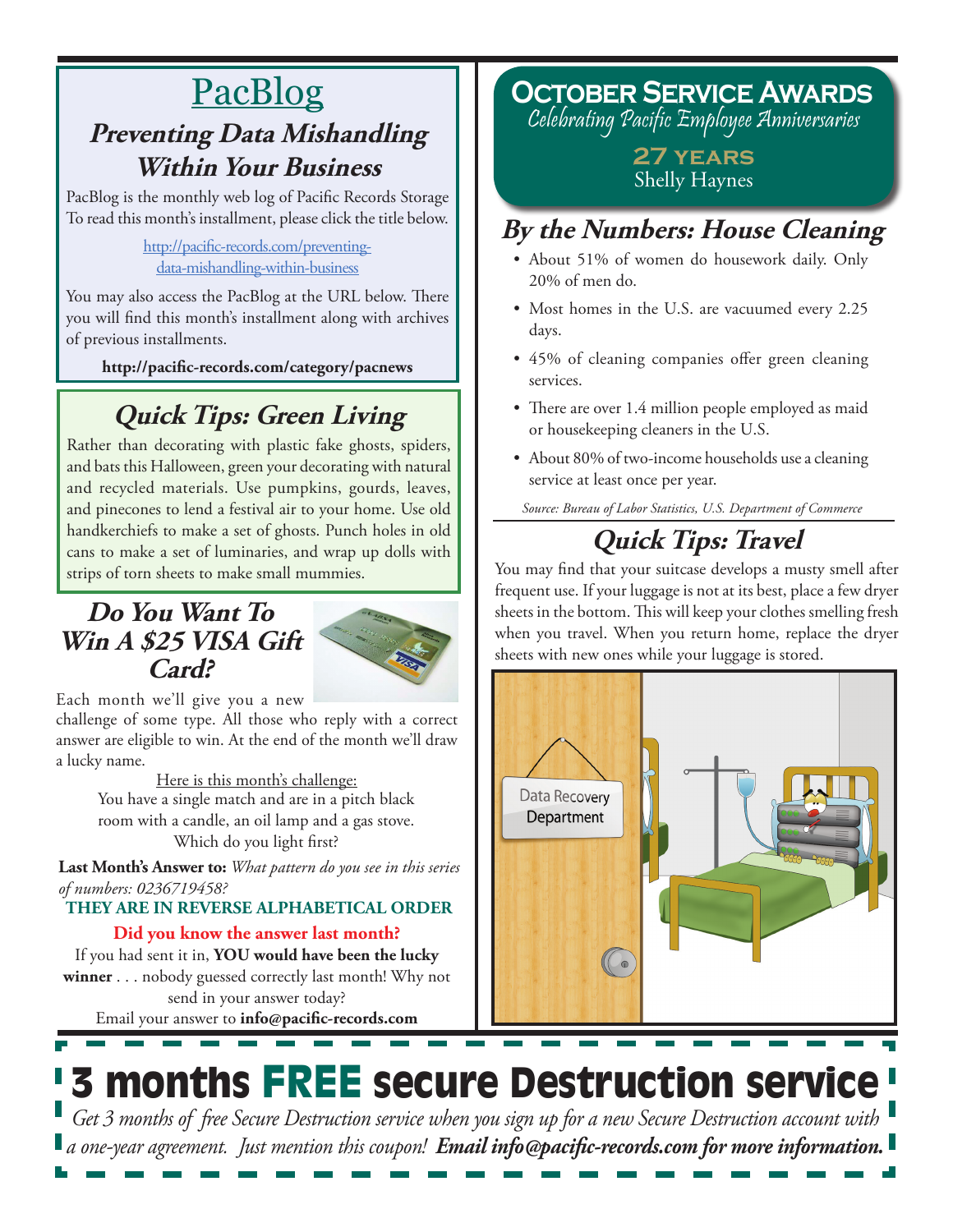# PacBlog

## *Preventing Data Mishandling Within Your Business*

PacBlog is the monthly web log of Pacific Records Storage To read this month's installment, please click the title below.

http://pacific-records.com/preventing-data-mishandling-within-business

You may also access the PacBlog at the URL below. There you will find this month's installment along with archives of previous installments.

**http://pacific-records.com/category/pacnews**

## *Quick Tips: Green Living*

Rather than decorating with plastic fake ghosts, spiders, and bats this Halloween, green your decorating with natural and recycled materials. Use pumpkins, gourds, leaves, and pinecones to lend a festival air to your home. Use old handkerchiefs to make a set of ghosts. Punch holes in old cans to make a set of luminaries, and wrap up dolls with strips of torn sheets to make small mummies.

## *Do You Want To Win A $25 VISA Gift Card?*

Each month we'll give you a new challenge of some type. All those who reply with a correct answer are eligible to win. At the end of the month we'll draw a lucky name.

Here is this month's challenge:

You have a single match and are in a pitch black room with a candle, an oil lamp and a gas stove. Which do you light first?

**Last Month's Answer to:** *What pattern do you see in this series of numbers: 0236719458?*

**THEY ARE IN REVERSE ALPHABETICAL ORDER**

**Did you know the answer last month?**

If you had sent it in, **YOU would have been the lucky winner** . . . nobody guessed correctly last month! Why not send in your answer today?

Email your answer to **info@pacific-records.com**

## October Service Awards

*Celebrating Pacific Employee Anniversaries*

**27 YEARS**

Shelly Haynes

## *By the Numbers: House Cleaning*

- About 51% of women do housework daily. Only 20% of men do.
- Most homes in the U.S. are vacuumed every 2.25 days.
- 45% of cleaning companies offer green cleaning services.
- There are over 1.4 million people employed as maid or housekeeping cleaners in the U.S.
- About 80% of two-income households use a cleaning service at least once per year.

*Source: Bureau of Labor Statistics, U.S. Department of Commerce*

## *Quick Tips: Travel*

You may find that your suitcase develops a musty smell after frequent use. If your luggage is not at its best, place a few dryer sheets in the bottom. This will keep your clothes smelling fresh when you travel. When you return home, replace the dryer sheets with new ones while your luggage is stored.

Data Recovery Department

# 3 months FREE secure Destruction service

*Get 3 months of free Secure Destruction service when you sign up for a new Secure Destruction account with a one-year agreement. Just mention this coupon!* ***Email info@pacific-records.com for more information.***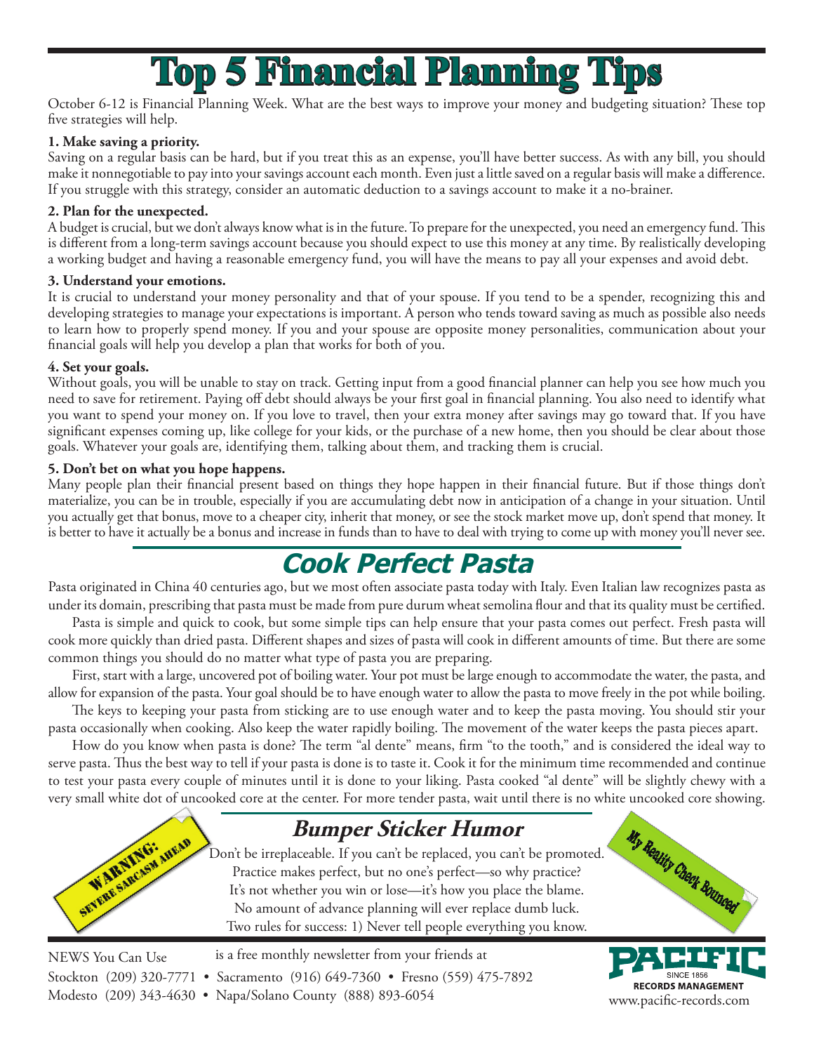// Top 5 Financial Planning Tips

October 6-12 is Financial Planning Week. What are the best ways to improve your money and budgeting situation? These top five strategies will help.

**1. Make saving a priority.**

Saving on a regular basis can be hard, but if you treat this as an expense, you'll have better success. As with any bill, you should make it nonnegotiable to pay into your savings account each month. Even just a little saved on a regular basis will make a difference. If you struggle with this strategy, consider an automatic deduction to a savings account to make it a no-brainer.

**2. Plan for the unexpected.**

A budget is crucial, but we don't always know what is in the future. To prepare for the unexpected, you need an emergency fund. This is different from a long-term savings account because you should expect to use this money at any time. By realistically developing a working budget and having a reasonable emergency fund, you will have the means to pay all your expenses and avoid debt.

**3. Understand your emotions.**

It is crucial to understand your money personality and that of your spouse. If you tend to be a spender, recognizing this and developing strategies to manage your expectations is important. A person who tends toward saving as much as possible also needs to learn how to properly spend money. If you and your spouse are opposite money personalities, communication about your financial goals will help you develop a plan that works for both of you.

**4. Set your goals.**

Without goals, you will be unable to stay on track. Getting input from a good financial planner can help you see how much you need to save for retirement. Paying off debt should always be your first goal in financial planning. You also need to identify what you want to spend your money on. If you love to travel, then your extra money after savings may go toward that. If you have significant expenses coming up, like college for your kids, or the purchase of a new home, then you should be clear about those goals. Whatever your goals are, identifying them, talking about them, and tracking them is crucial.

**5. Don't bet on what you hope happens.**

Many people plan their financial present based on things they hope happen in their financial future. But if those things don't materialize, you can be in trouble, especially if you are accumulating debt now in anticipation of a change in your situation. Until you actually get that bonus, move to a cheaper city, inherit that money, or see the stock market move up, don't spend that money. It is better to have it actually be a bonus and increase in funds than to have to deal with trying to come up with money you'll never see.

# Cook Perfect Pasta

Pasta originated in China 40 centuries ago, but we most often associate pasta today with Italy. Even Italian law recognizes pasta as under its domain, prescribing that pasta must be made from pure durum wheat semolina flour and that its quality must be certified.

Pasta is simple and quick to cook, but some simple tips can help ensure that your pasta comes out perfect. Fresh pasta will cook more quickly than dried pasta. Different shapes and sizes of pasta will cook in different amounts of time. But there are some common things you should do no matter what type of pasta you are preparing.

First, start with a large, uncovered pot of boiling water. Your pot must be large enough to accommodate the water, the pasta, and allow for expansion of the pasta. Your goal should be to have enough water to allow the pasta to move freely in the pot while boiling.

The keys to keeping your pasta from sticking are to use enough water and to keep the pasta moving. You should stir your pasta occasionally when cooking. Also keep the water rapidly boiling. The movement of the water keeps the pasta pieces apart.

How do you know when pasta is done? The term "al dente" means, firm "to the tooth," and is considered the ideal way to serve pasta. Thus the best way to tell if your pasta is done is to taste it. Cook it for the minimum time recommended and continue to test your pasta every couple of minutes until it is done to your liking. Pasta cooked "al dente" will be slightly chewy with a very small white dot of uncooked core at the center. For more tender pasta, wait until there is no white uncooked core showing.

## *Bumper Sticker Humor*

WARNING: SEVERE SARCASM AHEAD

Don't be irreplaceable. If you can't be replaced, you can't be promoted.
Practice makes perfect, but no one's perfect—so why practice?
It's not whether you win or lose—it's how you place the blame.
No amount of advance planning will ever replace dumb luck.
Two rules for success: 1) Never tell people everything you know.

My Reality Check Bounced

NEWS You Can Use is a free monthly newsletter from your friends at
Stockton (209) 320-7771 • Sacramento (916) 649-7360 • Fresno (559) 475-7892
Modesto (209) 343-4630 • Napa/Solano County (888) 893-6054

PACIFIC
SINCE 1856
RECORDS MANAGEMENT
www.pacific-records.com